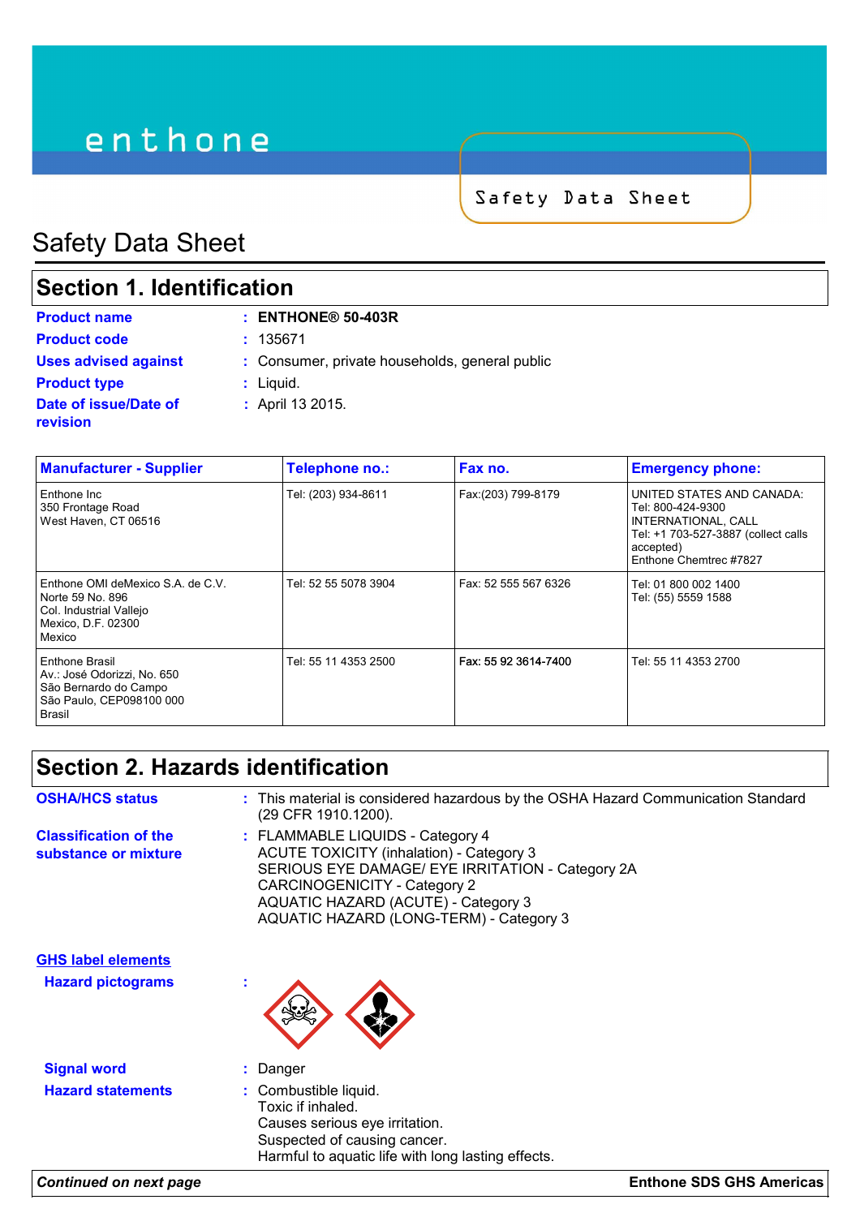enthone

Safety Data Sheet

# Safety Data Sheet

## Section 1. Identification

**Product name** : **ENTHONE® 50-403R**

**Product code** : 135671

**Uses advised against** : Consumer, private households, general public

**Product type** : Liquid.

**Date of issue/Date of revision** : April 13 2015.

| Manufacturer - Supplier | Telephone no.: | Fax no. | Emergency phone: |
|---|---|---|---|
| Enthone Inc<br>350 Frontage Road<br>West Haven, CT 06516 | Tel: (203) 934-8611 | Fax:(203) 799-8179 | UNITED STATES AND CANADA:<br>Tel: 800-424-9300<br>INTERNATIONAL, CALL<br>Tel: +1 703-527-3887 (collect calls accepted)<br>Enthone Chemtrec #7827 |
| Enthone OMI deMexico S.A. de C.V.<br>Norte 59 No. 896<br>Col. Industrial Vallejo<br>Mexico, D.F. 02300<br>Mexico | Tel: 52 55 5078 3904 | Fax: 52 555 567 6326 | Tel: 01 800 002 1400<br>Tel: (55) 5559 1588 |
| Enthone Brasil<br>Av.: José Odorizzi, No. 650<br>São Bernardo do Campo<br>São Paulo, CEP098100 000<br>Brasil | Tel: 55 11 4353 2500 | Fax: 55 92 3614-7400 | Tel: 55 11 4353 2700 |

## Section 2. Hazards identification

**OSHA/HCS status** : This material is considered hazardous by the OSHA Hazard Communication Standard (29 CFR 1910.1200).

**Classification of the substance or mixture** : FLAMMABLE LIQUIDS - Category 4
ACUTE TOXICITY (inhalation) - Category 3
SERIOUS EYE DAMAGE/ EYE IRRITATION - Category 2A
CARCINOGENICITY - Category 2
AQUATIC HAZARD (ACUTE) - Category 3
AQUATIC HAZARD (LONG-TERM) - Category 3

**GHS label elements**

**Hazard pictograms** :

**Signal word** : Danger

**Hazard statements** : Combustible liquid.
Toxic if inhaled.
Causes serious eye irritation.
Suspected of causing cancer.
Harmful to aquatic life with long lasting effects.

***Continued on next page***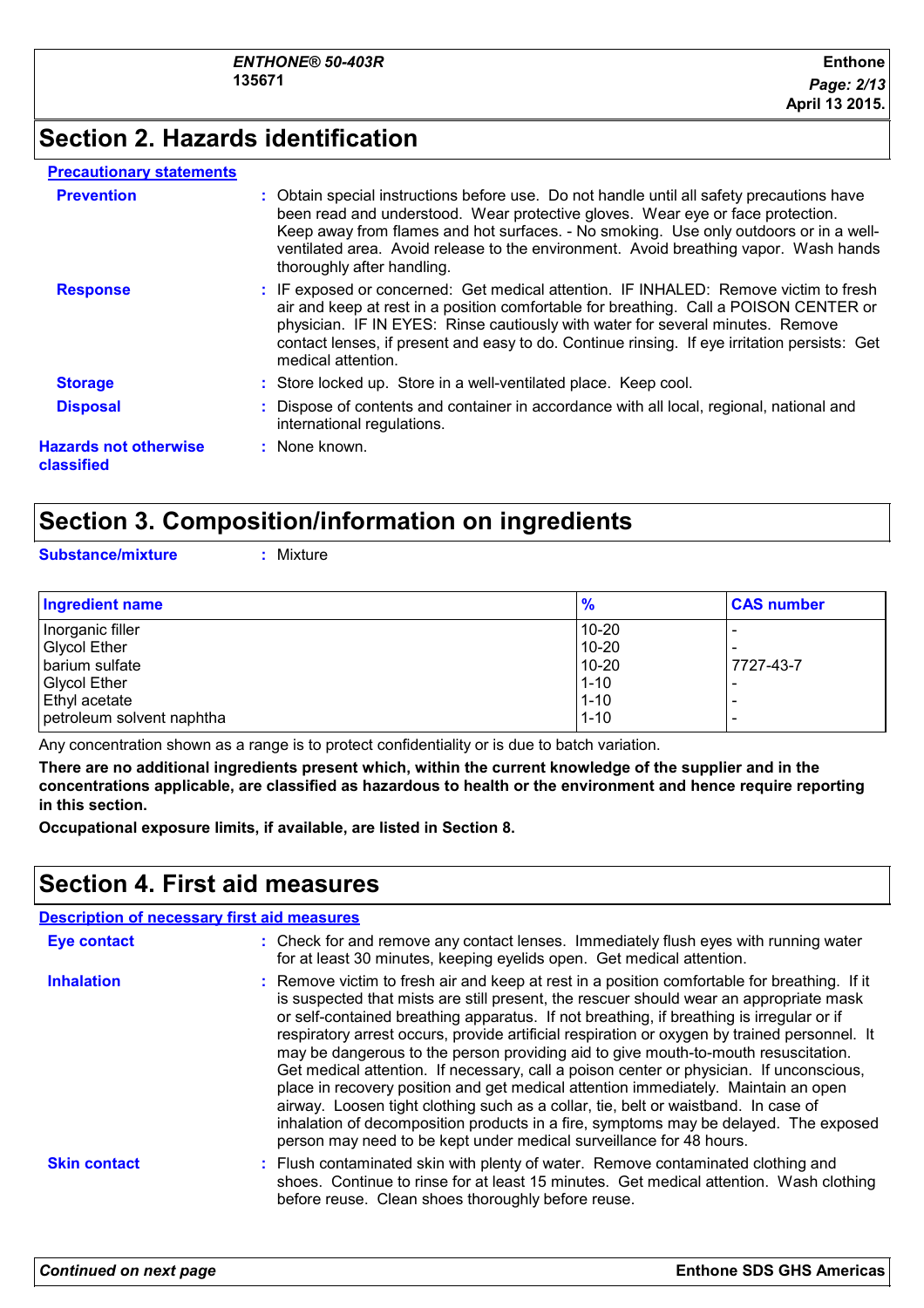## Section 2. Hazards identification

**Precautionary statements**

**Prevention** : Obtain special instructions before use. Do not handle until all safety precautions have been read and understood. Wear protective gloves. Wear eye or face protection. Keep away from flames and hot surfaces. - No smoking. Use only outdoors or in a well-ventilated area. Avoid release to the environment. Avoid breathing vapor. Wash hands thoroughly after handling.

**Response** : IF exposed or concerned: Get medical attention. IF INHALED: Remove victim to fresh air and keep at rest in a position comfortable for breathing. Call a POISON CENTER or physician. IF IN EYES: Rinse cautiously with water for several minutes. Remove contact lenses, if present and easy to do. Continue rinsing. If eye irritation persists: Get medical attention.

**Storage** : Store locked up. Store in a well-ventilated place. Keep cool.

**Disposal** : Dispose of contents and container in accordance with all local, regional, national and international regulations.

**Hazards not otherwise classified** : None known.

## Section 3. Composition/information on ingredients

**Substance/mixture** : Mixture

| Ingredient name | % | CAS number |
|---|---|---|
| Inorganic filler | 10-20 | - |
| Glycol Ether | 10-20 | - |
| barium sulfate | 10-20 | 7727-43-7 |
| Glycol Ether | 1-10 | - |
| Ethyl acetate | 1-10 | - |
| petroleum solvent naphtha | 1-10 | - |

Any concentration shown as a range is to protect confidentiality or is due to batch variation.

**There are no additional ingredients present which, within the current knowledge of the supplier and in the concentrations applicable, are classified as hazardous to health or the environment and hence require reporting in this section.**

**Occupational exposure limits, if available, are listed in Section 8.**

## Section 4. First aid measures

**Description of necessary first aid measures**

**Eye contact** : Check for and remove any contact lenses. Immediately flush eyes with running water for at least 30 minutes, keeping eyelids open. Get medical attention.

**Inhalation** : Remove victim to fresh air and keep at rest in a position comfortable for breathing. If it is suspected that mists are still present, the rescuer should wear an appropriate mask or self-contained breathing apparatus. If not breathing, if breathing is irregular or if respiratory arrest occurs, provide artificial respiration or oxygen by trained personnel. It may be dangerous to the person providing aid to give mouth-to-mouth resuscitation. Get medical attention. If necessary, call a poison center or physician. If unconscious, place in recovery position and get medical attention immediately. Maintain an open airway. Loosen tight clothing such as a collar, tie, belt or waistband. In case of inhalation of decomposition products in a fire, symptoms may be delayed. The exposed person may need to be kept under medical surveillance for 48 hours.

**Skin contact** : Flush contaminated skin with plenty of water. Remove contaminated clothing and shoes. Continue to rinse for at least 15 minutes. Get medical attention. Wash clothing before reuse. Clean shoes thoroughly before reuse.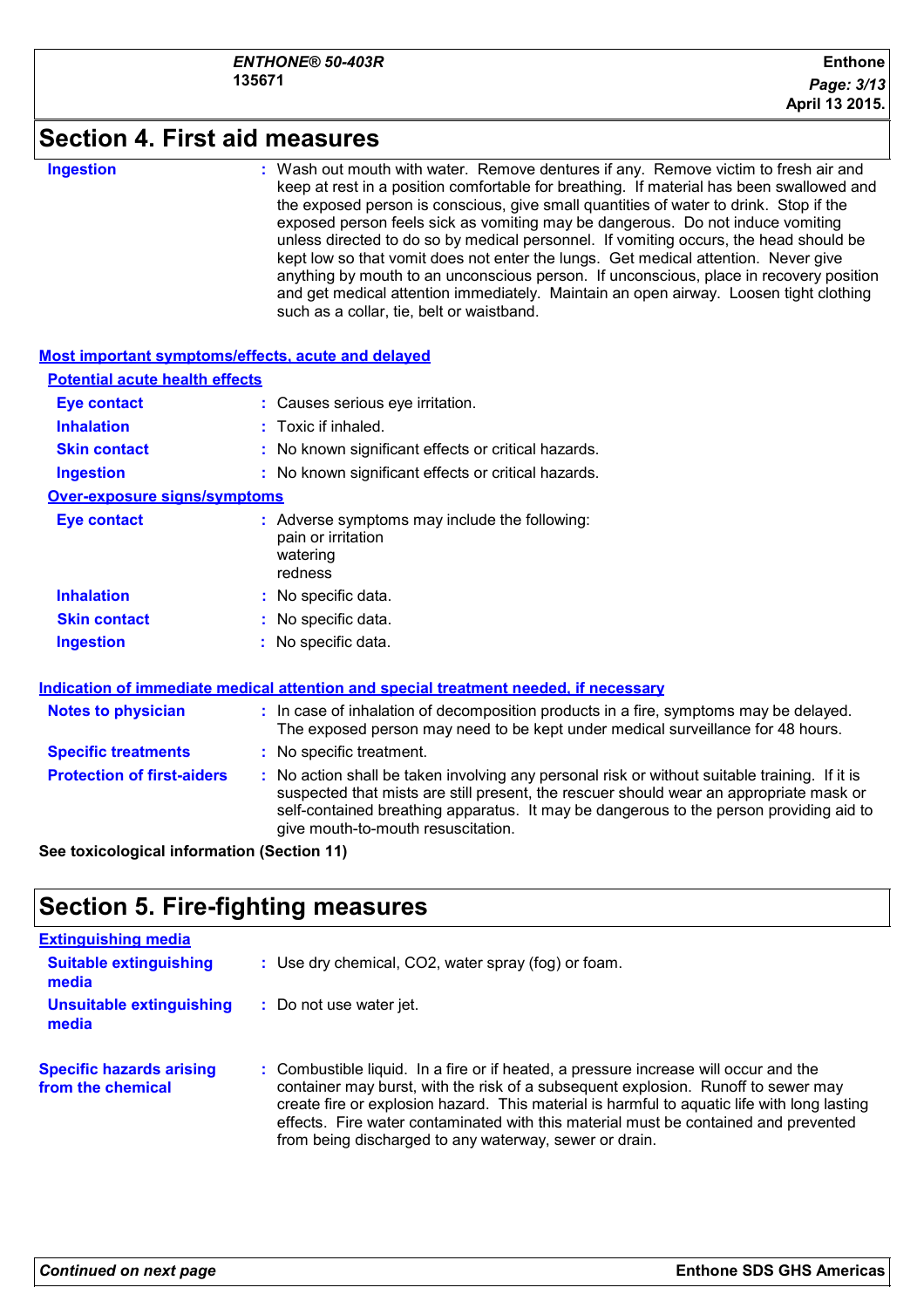## Section 4. First aid measures

**Ingestion** : Wash out mouth with water. Remove dentures if any. Remove victim to fresh air and keep at rest in a position comfortable for breathing. If material has been swallowed and the exposed person is conscious, give small quantities of water to drink. Stop if the exposed person feels sick as vomiting may be dangerous. Do not induce vomiting unless directed to do so by medical personnel. If vomiting occurs, the head should be kept low so that vomit does not enter the lungs. Get medical attention. Never give anything by mouth to an unconscious person. If unconscious, place in recovery position and get medical attention immediately. Maintain an open airway. Loosen tight clothing such as a collar, tie, belt or waistband.

### Most important symptoms/effects, acute and delayed

#### Potential acute health effects

**Eye contact** : Causes serious eye irritation.

**Inhalation** : Toxic if inhaled.

**Skin contact** : No known significant effects or critical hazards.

**Ingestion** : No known significant effects or critical hazards.

#### Over-exposure signs/symptoms

**Eye contact** : Adverse symptoms may include the following:
pain or irritation
watering
redness

**Inhalation** : No specific data.

**Skin contact** : No specific data.

**Ingestion** : No specific data.

### Indication of immediate medical attention and special treatment needed, if necessary

**Notes to physician** : In case of inhalation of decomposition products in a fire, symptoms may be delayed. The exposed person may need to be kept under medical surveillance for 48 hours.

**Specific treatments** : No specific treatment.

**Protection of first-aiders** : No action shall be taken involving any personal risk or without suitable training. If it is suspected that mists are still present, the rescuer should wear an appropriate mask or self-contained breathing apparatus. It may be dangerous to the person providing aid to give mouth-to-mouth resuscitation.

**See toxicological information (Section 11)**

## Section 5. Fire-fighting measures

### Extinguishing media

**Suitable extinguishing media** : Use dry chemical, $CO_2$, water spray (fog) or foam.

**Unsuitable extinguishing media** : Do not use water jet.

**Specific hazards arising from the chemical** : Combustible liquid. In a fire or if heated, a pressure increase will occur and the container may burst, with the risk of a subsequent explosion. Runoff to sewer may create fire or explosion hazard. This material is harmful to aquatic life with long lasting effects. Fire water contaminated with this material must be contained and prevented from being discharged to any waterway, sewer or drain.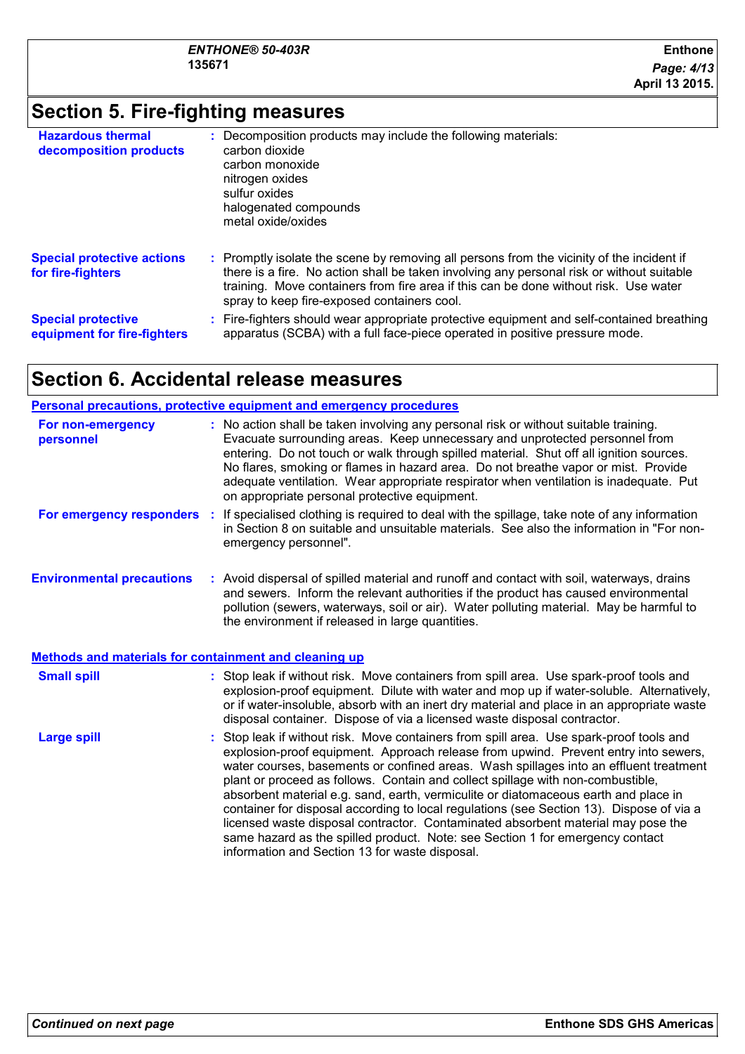# Section 5. Fire-fighting measures

| | |
|---|---|
| **Hazardous thermal decomposition products** | Decomposition products may include the following materials:<br>carbon dioxide<br>carbon monoxide<br>nitrogen oxides<br>sulfur oxides<br>halogenated compounds<br>metal oxide/oxides |
| **Special protective actions for fire-fighters** | Promptly isolate the scene by removing all persons from the vicinity of the incident if there is a fire. No action shall be taken involving any personal risk or without suitable training. Move containers from fire area if this can be done without risk. Use water spray to keep fire-exposed containers cool. |
| **Special protective equipment for fire-fighters** | Fire-fighters should wear appropriate protective equipment and self-contained breathing apparatus (SCBA) with a full face-piece operated in positive pressure mode. |

# Section 6. Accidental release measures

## Personal precautions, protective equipment and emergency procedures

| | |
|---|---|
| **For non-emergency personnel** | No action shall be taken involving any personal risk or without suitable training. Evacuate surrounding areas. Keep unnecessary and unprotected personnel from entering. Do not touch or walk through spilled material. Shut off all ignition sources. No flares, smoking or flames in hazard area. Do not breathe vapor or mist. Provide adequate ventilation. Wear appropriate respirator when ventilation is inadequate. Put on appropriate personal protective equipment. |
| **For emergency responders** | If specialised clothing is required to deal with the spillage, take note of any information in Section 8 on suitable and unsuitable materials. See also the information in "For non-emergency personnel". |
| **Environmental precautions** | Avoid dispersal of spilled material and runoff and contact with soil, waterways, drains and sewers. Inform the relevant authorities if the product has caused environmental pollution (sewers, waterways, soil or air). Water polluting material. May be harmful to the environment if released in large quantities. |

## Methods and materials for containment and cleaning up

| | |
|---|---|
| **Small spill** | Stop leak if without risk. Move containers from spill area. Use spark-proof tools and explosion-proof equipment. Dilute with water and mop up if water-soluble. Alternatively, or if water-insoluble, absorb with an inert dry material and place in an appropriate waste disposal container. Dispose of via a licensed waste disposal contractor. |
| **Large spill** | Stop leak if without risk. Move containers from spill area. Use spark-proof tools and explosion-proof equipment. Approach release from upwind. Prevent entry into sewers, water courses, basements or confined areas. Wash spillages into an effluent treatment plant or proceed as follows. Contain and collect spillage with non-combustible, absorbent material e.g. sand, earth, vermiculite or diatomaceous earth and place in container for disposal according to local regulations (see Section 13). Dispose of via a licensed waste disposal contractor. Contaminated absorbent material may pose the same hazard as the spilled product. Note: see Section 1 for emergency contact information and Section 13 for waste disposal. |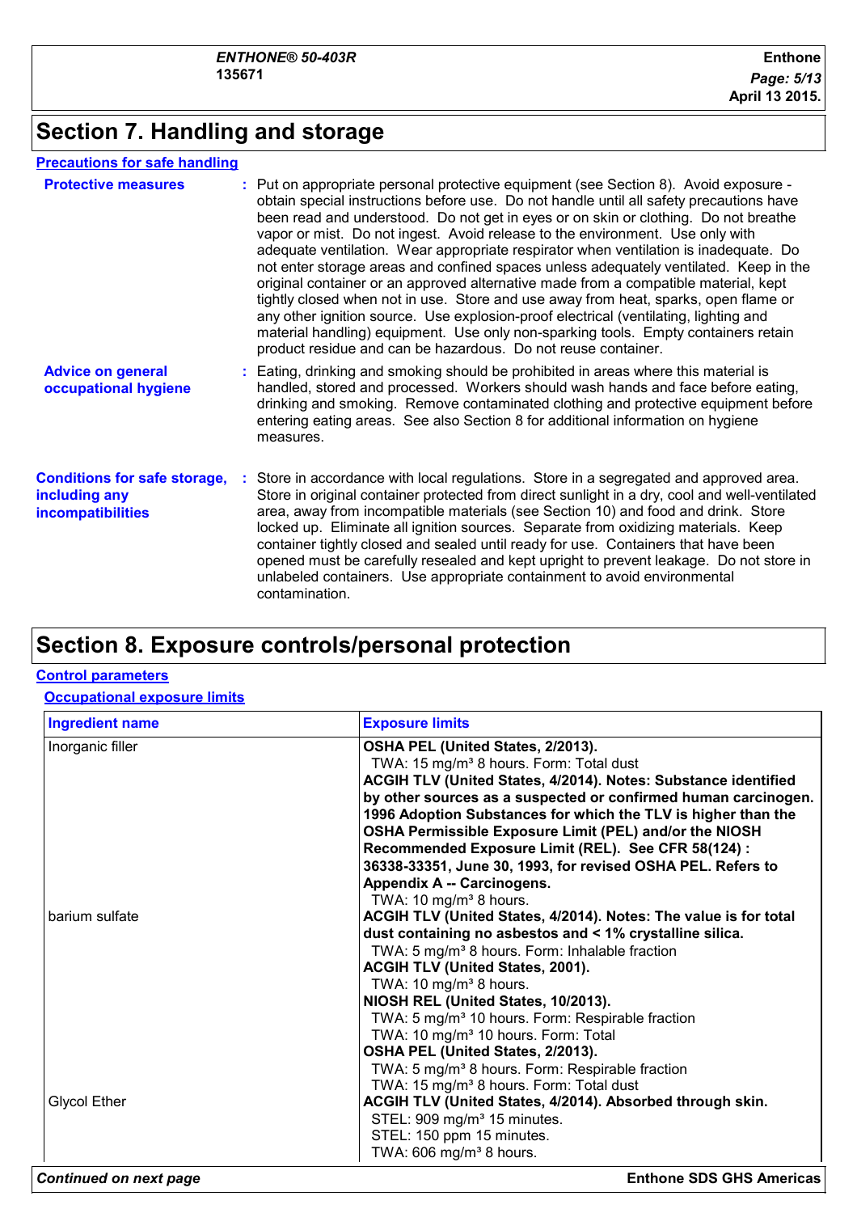## Section 7. Handling and storage

### Precautions for safe handling

**Protective measures** : Put on appropriate personal protective equipment (see Section 8). Avoid exposure - obtain special instructions before use. Do not handle until all safety precautions have been read and understood. Do not get in eyes or on skin or clothing. Do not breathe vapor or mist. Do not ingest. Avoid release to the environment. Use only with adequate ventilation. Wear appropriate respirator when ventilation is inadequate. Do not enter storage areas and confined spaces unless adequately ventilated. Keep in the original container or an approved alternative made from a compatible material, kept tightly closed when not in use. Store and use away from heat, sparks, open flame or any other ignition source. Use explosion-proof electrical (ventilating, lighting and material handling) equipment. Use only non-sparking tools. Empty containers retain product residue and can be hazardous. Do not reuse container.

**Advice on general occupational hygiene** : Eating, drinking and smoking should be prohibited in areas where this material is handled, stored and processed. Workers should wash hands and face before eating, drinking and smoking. Remove contaminated clothing and protective equipment before entering eating areas. See also Section 8 for additional information on hygiene measures.

**Conditions for safe storage, including any incompatibilities** : Store in accordance with local regulations. Store in a segregated and approved area. Store in original container protected from direct sunlight in a dry, cool and well-ventilated area, away from incompatible materials (see Section 10) and food and drink. Store locked up. Eliminate all ignition sources. Separate from oxidizing materials. Keep container tightly closed and sealed until ready for use. Containers that have been opened must be carefully resealed and kept upright to prevent leakage. Do not store in unlabeled containers. Use appropriate containment to avoid environmental contamination.

## Section 8. Exposure controls/personal protection

### Control parameters

#### Occupational exposure limits

| Ingredient name | Exposure limits |
|---|---|
| Inorganic filler | **OSHA PEL (United States, 2/2013).**<br>TWA: 15 mg/m³ 8 hours. Form: Total dust<br>**ACGIH TLV (United States, 4/2014). Notes: Substance identified by other sources as a suspected or confirmed human carcinogen. 1996 Adoption Substances for which the TLV is higher than the OSHA Permissible Exposure Limit (PEL) and/or the NIOSH Recommended Exposure Limit (REL). See CFR 58(124) : 36338-33351, June 30, 1993, for revised OSHA PEL. Refers to Appendix A -- Carcinogens.**<br>TWA: 10 mg/m³ 8 hours. |
| barium sulfate | **ACGIH TLV (United States, 4/2014). Notes: The value is for total dust containing no asbestos and < 1% crystalline silica.**<br>TWA: 5 mg/m³ 8 hours. Form: Inhalable fraction<br>**ACGIH TLV (United States, 2001).**<br>TWA: 10 mg/m³ 8 hours.<br>**NIOSH REL (United States, 10/2013).**<br>TWA: 5 mg/m³ 10 hours. Form: Respirable fraction<br>TWA: 10 mg/m³ 10 hours. Form: Total<br>**OSHA PEL (United States, 2/2013).**<br>TWA: 5 mg/m³ 8 hours. Form: Respirable fraction<br>TWA: 15 mg/m³ 8 hours. Form: Total dust |
| Glycol Ether | **ACGIH TLV (United States, 4/2014). Absorbed through skin.**<br>STEL: 909 mg/m³ 15 minutes.<br>STEL: 150 ppm 15 minutes.<br>TWA: 606 mg/m³ 8 hours. |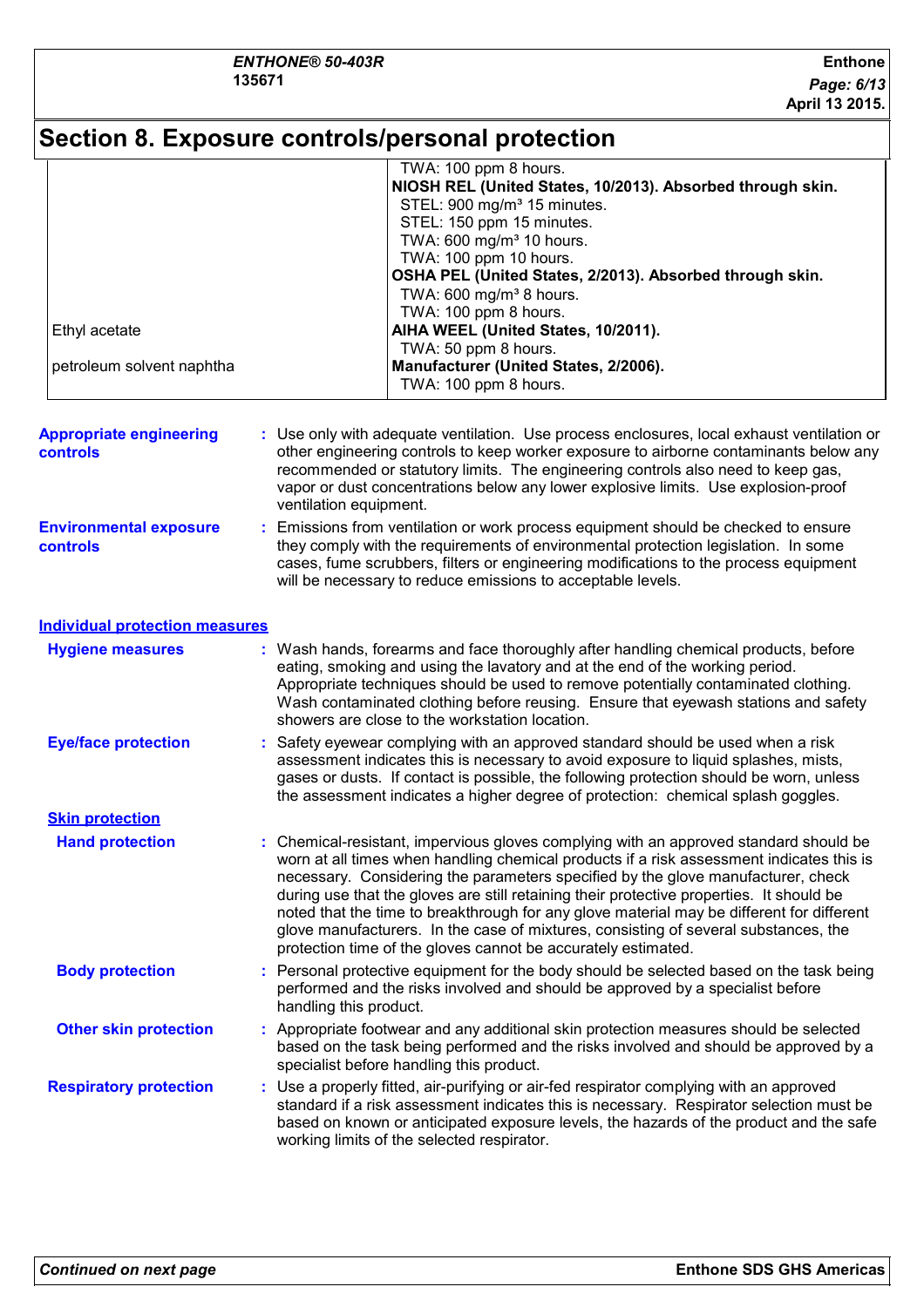# Section 8. Exposure controls/personal protection

| | |
|---|---|
| | TWA: 100 ppm 8 hours.<br>**NIOSH REL (United States, 10/2013). Absorbed through skin.**<br>STEL: 900 mg/m³ 15 minutes.<br>STEL: 150 ppm 15 minutes.<br>TWA: 600 mg/m³ 10 hours.<br>TWA: 100 ppm 10 hours.<br>**OSHA PEL (United States, 2/2013). Absorbed through skin.**<br>TWA: 600 mg/m³ 8 hours.<br>TWA: 100 ppm 8 hours. |
| Ethyl acetate | **AIHA WEEL (United States, 10/2011).**<br>TWA: 50 ppm 8 hours. |
| petroleum solvent naphtha | **Manufacturer (United States, 2/2006).**<br>TWA: 100 ppm 8 hours. |

**Appropriate engineering controls** : Use only with adequate ventilation. Use process enclosures, local exhaust ventilation or other engineering controls to keep worker exposure to airborne contaminants below any recommended or statutory limits. The engineering controls also need to keep gas, vapor or dust concentrations below any lower explosive limits. Use explosion-proof ventilation equipment.

**Environmental exposure controls** : Emissions from ventilation or work process equipment should be checked to ensure they comply with the requirements of environmental protection legislation. In some cases, fume scrubbers, filters or engineering modifications to the process equipment will be necessary to reduce emissions to acceptable levels.

## Individual protection measures

**Hygiene measures** : Wash hands, forearms and face thoroughly after handling chemical products, before eating, smoking and using the lavatory and at the end of the working period. Appropriate techniques should be used to remove potentially contaminated clothing. Wash contaminated clothing before reusing. Ensure that eyewash stations and safety showers are close to the workstation location.

**Eye/face protection** : Safety eyewear complying with an approved standard should be used when a risk assessment indicates this is necessary to avoid exposure to liquid splashes, mists, gases or dusts. If contact is possible, the following protection should be worn, unless the assessment indicates a higher degree of protection: chemical splash goggles.

### Skin protection

**Hand protection** : Chemical-resistant, impervious gloves complying with an approved standard should be worn at all times when handling chemical products if a risk assessment indicates this is necessary. Considering the parameters specified by the glove manufacturer, check during use that the gloves are still retaining their protective properties. It should be noted that the time to breakthrough for any glove material may be different for different glove manufacturers. In the case of mixtures, consisting of several substances, the protection time of the gloves cannot be accurately estimated.

**Body protection** : Personal protective equipment for the body should be selected based on the task being performed and the risks involved and should be approved by a specialist before handling this product.

**Other skin protection** : Appropriate footwear and any additional skin protection measures should be selected based on the task being performed and the risks involved and should be approved by a specialist before handling this product.

**Respiratory protection** : Use a properly fitted, air-purifying or air-fed respirator complying with an approved standard if a risk assessment indicates this is necessary. Respirator selection must be based on known or anticipated exposure levels, the hazards of the product and the safe working limits of the selected respirator.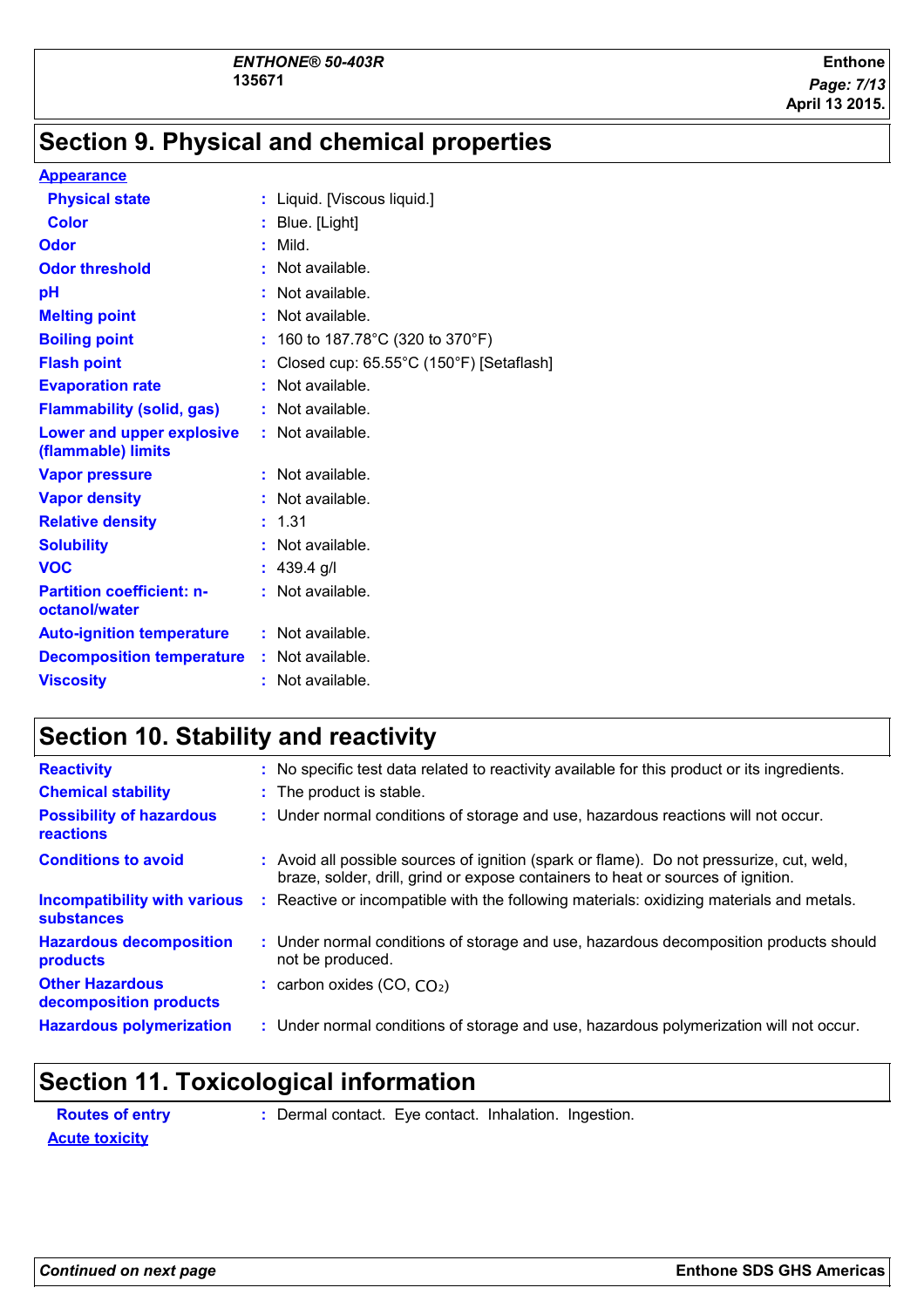## Section 9. Physical and chemical properties

**Appearance**

| | | |
|---|---|---|
| **Physical state** | : | Liquid. [Viscous liquid.] |
| **Color** | : | Blue. [Light] |
| **Odor** | : | Mild. |
| **Odor threshold** | : | Not available. |
| **pH** | : | Not available. |
| **Melting point** | : | Not available. |
| **Boiling point** | : | 160 to 187.78°C (320 to 370°F) |
| **Flash point** | : | Closed cup: 65.55°C (150°F) [Setaflash] |
| **Evaporation rate** | : | Not available. |
| **Flammability (solid, gas)** | : | Not available. |
| **Lower and upper explosive (flammable) limits** | : | Not available. |
| **Vapor pressure** | : | Not available. |
| **Vapor density** | : | Not available. |
| **Relative density** | : | 1.31 |
| **Solubility** | : | Not available. |
| **VOC** | : | 439.4 g/l |
| **Partition coefficient: n-octanol/water** | : | Not available. |
| **Auto-ignition temperature** | : | Not available. |
| **Decomposition temperature** | : | Not available. |
| **Viscosity** | : | Not available. |

## Section 10. Stability and reactivity

| | | |
|---|---|---|
| **Reactivity** | : | No specific test data related to reactivity available for this product or its ingredients. |
| **Chemical stability** | : | The product is stable. |
| **Possibility of hazardous reactions** | : | Under normal conditions of storage and use, hazardous reactions will not occur. |
| **Conditions to avoid** | : | Avoid all possible sources of ignition (spark or flame). Do not pressurize, cut, weld, braze, solder, drill, grind or expose containers to heat or sources of ignition. |
| **Incompatibility with various substances** | : | Reactive or incompatible with the following materials: oxidizing materials and metals. |
| **Hazardous decomposition products** | : | Under normal conditions of storage and use, hazardous decomposition products should not be produced. |
| **Other Hazardous decomposition products** | : | carbon oxides (CO, $CO_2$) |
| **Hazardous polymerization** | : | Under normal conditions of storage and use, hazardous polymerization will not occur. |

## Section 11. Toxicological information

| | | |
|---|---|---|
| **Routes of entry** | : | Dermal contact. Eye contact. Inhalation. Ingestion. |

**Acute toxicity**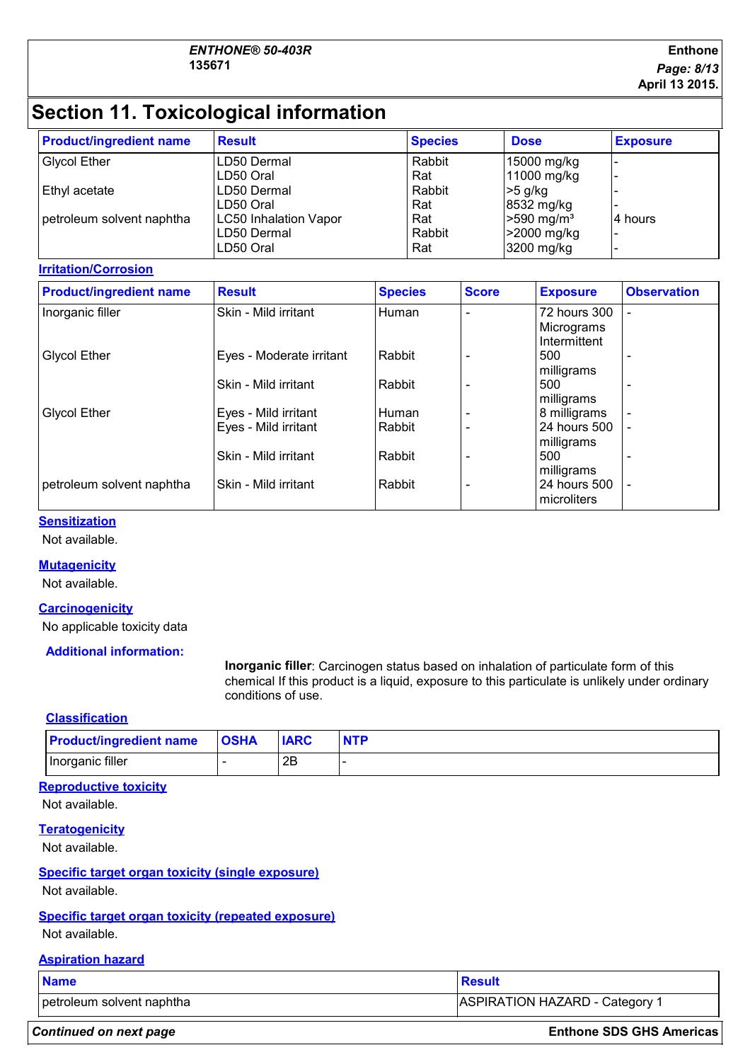# Section 11. Toxicological information

| Product/ingredient name | Result | Species | Dose | Exposure |
|---|---|---|---|---|
| Glycol Ether | LD50 Dermal | Rabbit | 15000 mg/kg | - |
| | LD50 Oral | Rat | 11000 mg/kg | - |
| Ethyl acetate | LD50 Dermal | Rabbit | >5 g/kg | - |
| | LD50 Oral | Rat | 8532 mg/kg | - |
| petroleum solvent naphtha | LC50 Inhalation Vapor | Rat | >590 mg/m³ | 4 hours |
| | LD50 Dermal | Rabbit | >2000 mg/kg | - |
| | LD50 Oral | Rat | 3200 mg/kg | - |

**Irritation/Corrosion**

| Product/ingredient name | Result | Species | Score | Exposure | Observation |
|---|---|---|---|---|---|
| Inorganic filler | Skin - Mild irritant | Human | - | 72 hours 300 Micrograms Intermittent | - |
| Glycol Ether | Eyes - Moderate irritant | Rabbit | - | 500 milligrams | - |
| | Skin - Mild irritant | Rabbit | - | 500 milligrams | - |
| Glycol Ether | Eyes - Mild irritant | Human | - | 8 milligrams | - |
| | Eyes - Mild irritant | Rabbit | - | 24 hours 500 milligrams | - |
| | Skin - Mild irritant | Rabbit | - | 500 milligrams | - |
| petroleum solvent naphtha | Skin - Mild irritant | Rabbit | - | 24 hours 500 microliters | - |

**Sensitization**

Not available.

**Mutagenicity**

Not available.

**Carcinogenicity**

No applicable toxicity data

**Additional information:**

**Inorganic filler**: Carcinogen status based on inhalation of particulate form of this chemical If this product is a liquid, exposure to this particulate is unlikely under ordinary conditions of use.

**Classification**

| Product/ingredient name | OSHA | IARC | NTP |
|---|---|---|---|
| Inorganic filler | - | 2B | - |

**Reproductive toxicity**

Not available.

**Teratogenicity**

Not available.

**Specific target organ toxicity (single exposure)**

Not available.

**Specific target organ toxicity (repeated exposure)**

Not available.

**Aspiration hazard**

| Name | Result |
|---|---|
| petroleum solvent naphtha | ASPIRATION HAZARD - Category 1 |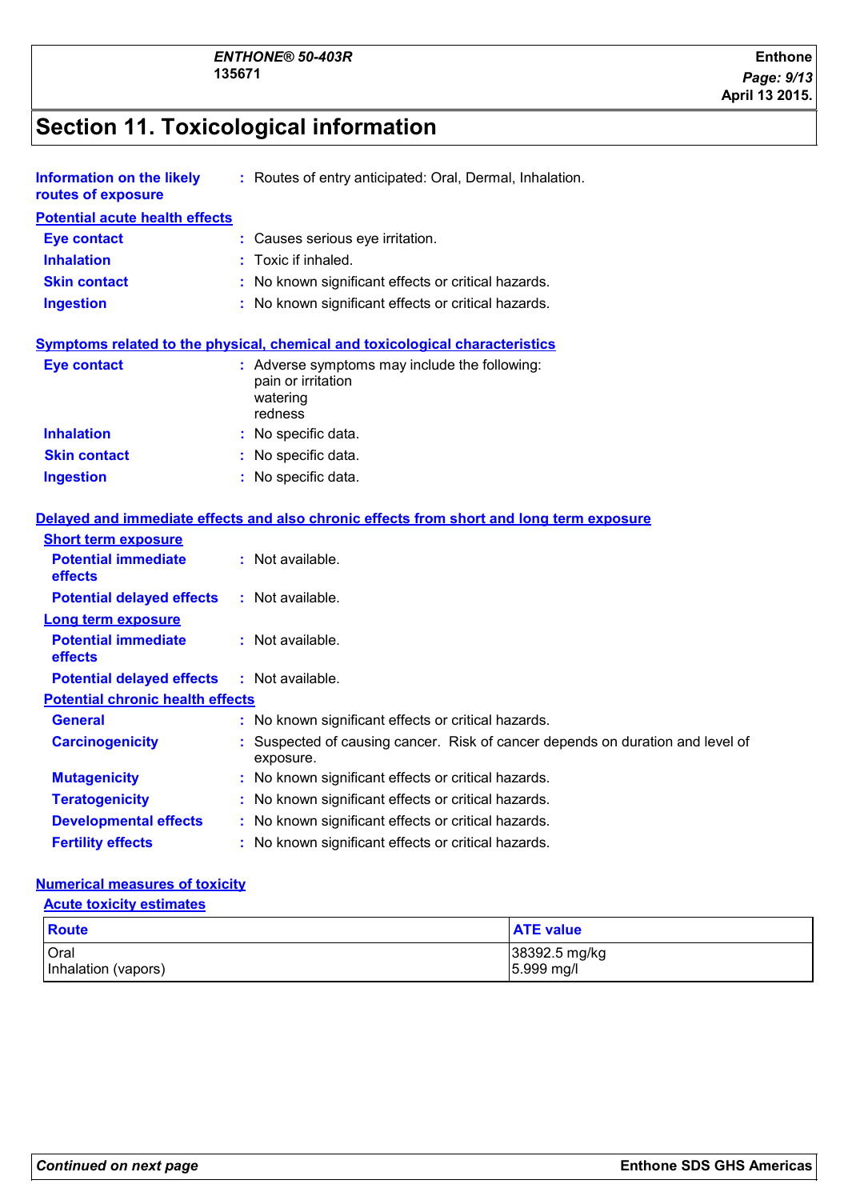# Section 11. Toxicological information

**Information on the likely routes of exposure** : Routes of entry anticipated: Oral, Dermal, Inhalation.

**Potential acute health effects**

**Eye contact** : Causes serious eye irritation.

**Inhalation** : Toxic if inhaled.

**Skin contact** : No known significant effects or critical hazards.

**Ingestion** : No known significant effects or critical hazards.

**Symptoms related to the physical, chemical and toxicological characteristics**

**Eye contact** : Adverse symptoms may include the following:
pain or irritation
watering
redness

**Inhalation** : No specific data.

**Skin contact** : No specific data.

**Ingestion** : No specific data.

**Delayed and immediate effects and also chronic effects from short and long term exposure**

**Short term exposure**

**Potential immediate effects** : Not available.

**Potential delayed effects** : Not available.

**Long term exposure**

**Potential immediate effects** : Not available.

**Potential delayed effects** : Not available.

**Potential chronic health effects**

**General** : No known significant effects or critical hazards.

**Carcinogenicity** : Suspected of causing cancer. Risk of cancer depends on duration and level of exposure.

**Mutagenicity** : No known significant effects or critical hazards.

**Teratogenicity** : No known significant effects or critical hazards.

**Developmental effects** : No known significant effects or critical hazards.

**Fertility effects** : No known significant effects or critical hazards.

**Numerical measures of toxicity**

**Acute toxicity estimates**

| Route | ATE value |
|---|---|
| Oral | 38392.5 mg/kg |
| Inhalation (vapors) | 5.999 mg/l |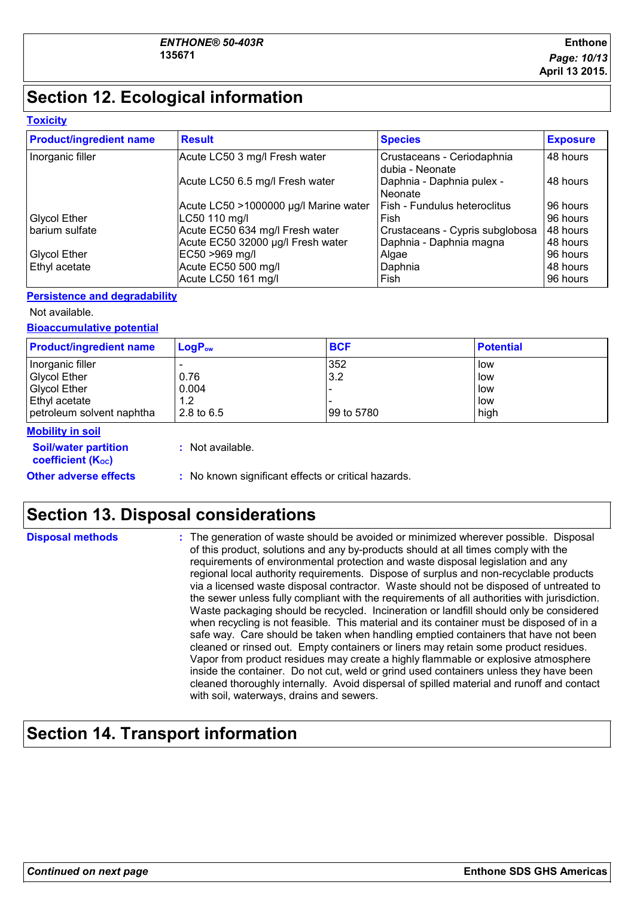## Section 12. Ecological information

### Toxicity

| Product/ingredient name | Result | Species | Exposure |
|---|---|---|---|
| Inorganic filler | Acute LC50 3 mg/l Fresh water | Crustaceans - Ceriodaphnia dubia - Neonate | 48 hours |
| | Acute LC50 6.5 mg/l Fresh water | Daphnia - Daphnia pulex - Neonate | 48 hours |
| | Acute LC50 >1000000 µg/l Marine water | Fish - Fundulus heteroclitus | 96 hours |
| Glycol Ether | LC50 110 mg/l | Fish | 96 hours |
| barium sulfate | Acute EC50 634 mg/l Fresh water | Crustaceans - Cypris subglobosa | 48 hours |
| | Acute EC50 32000 µg/l Fresh water | Daphnia - Daphnia magna | 48 hours |
| Glycol Ether | EC50 >969 mg/l | Algae | 96 hours |
| Ethyl acetate | Acute EC50 500 mg/l | Daphnia | 48 hours |
| | Acute LC50 161 mg/l | Fish | 96 hours |

### Persistence and degradability

Not available.

### Bioaccumulative potential

| Product/ingredient name | $LogP_{ow}$ | BCF | Potential |
|---|---|---|---|
| Inorganic filler | - | 352 | low |
| Glycol Ether | 0.76 | 3.2 | low |
| Glycol Ether | 0.004 | - | low |
| Ethyl acetate | 1.2 | - | low |
| petroleum solvent naphtha | 2.8 to 6.5 | 99 to 5780 | high |

### Mobility in soil

**Soil/water partition coefficient ($K_{OC}$)** : Not available.

**Other adverse effects** : No known significant effects or critical hazards.

## Section 13. Disposal considerations

**Disposal methods** : The generation of waste should be avoided or minimized wherever possible. Disposal of this product, solutions and any by-products should at all times comply with the requirements of environmental protection and waste disposal legislation and any regional local authority requirements. Dispose of surplus and non-recyclable products via a licensed waste disposal contractor. Waste should not be disposed of untreated to the sewer unless fully compliant with the requirements of all authorities with jurisdiction. Waste packaging should be recycled. Incineration or landfill should only be considered when recycling is not feasible. This material and its container must be disposed of in a safe way. Care should be taken when handling emptied containers that have not been cleaned or rinsed out. Empty containers or liners may retain some product residues. Vapor from product residues may create a highly flammable or explosive atmosphere inside the container. Do not cut, weld or grind used containers unless they have been cleaned thoroughly internally. Avoid dispersal of spilled material and runoff and contact with soil, waterways, drains and sewers.

## Section 14. Transport information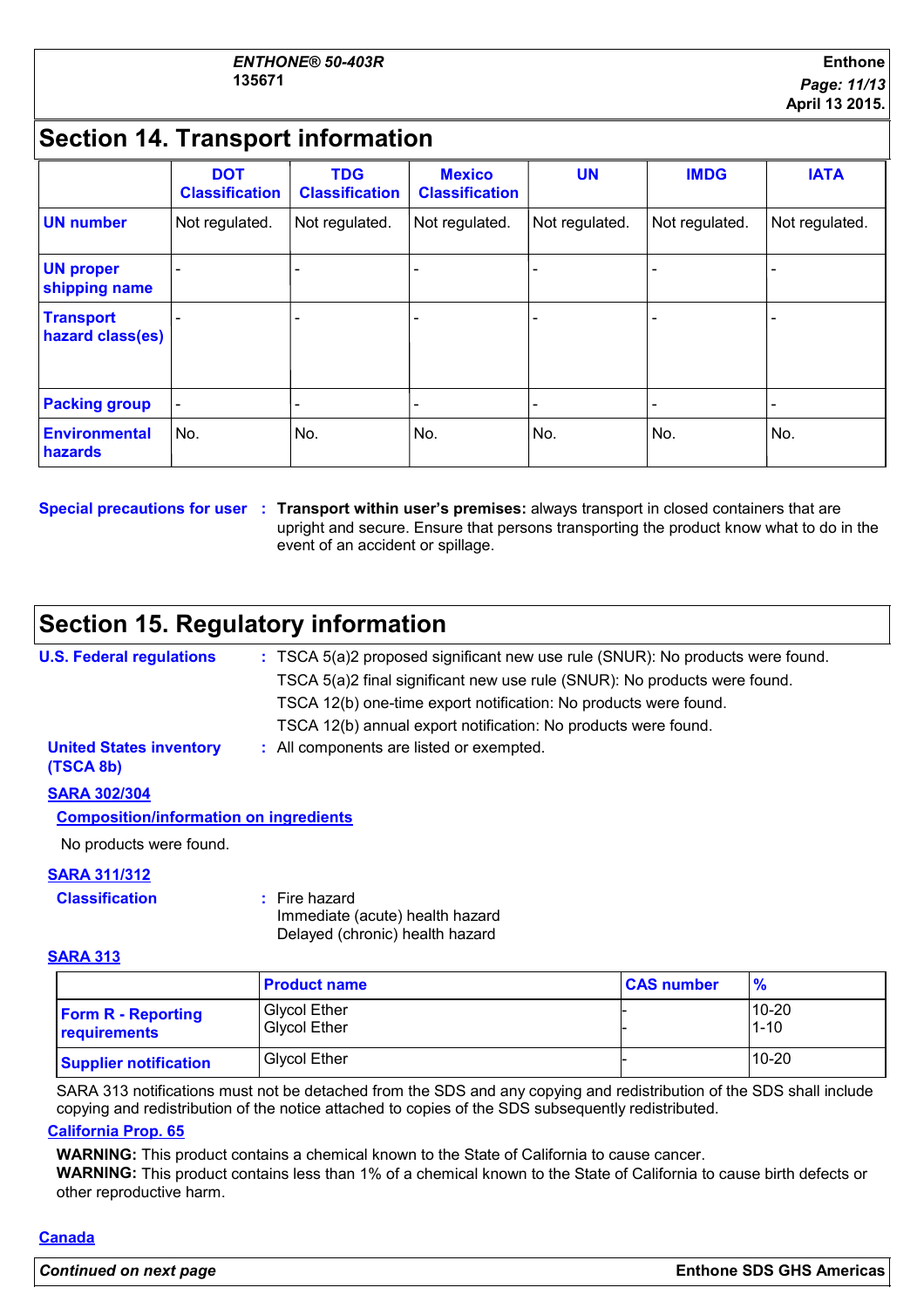## Section 14. Transport information

| | DOT Classification | TDG Classification | Mexico Classification | UN | IMDG | IATA |
|---|---|---|---|---|---|---|
| **UN number** | Not regulated. | Not regulated. | Not regulated. | Not regulated. | Not regulated. | Not regulated. |
| **UN proper shipping name** | - | - | - | - | - | - |
| **Transport hazard class(es)** | - | - | - | - | - | - |
| **Packing group** | - | - | - | - | - | - |
| **Environmental hazards** | No. | No. | No. | No. | No. | No. |

**Special precautions for user** : **Transport within user's premises:** always transport in closed containers that are upright and secure. Ensure that persons transporting the product know what to do in the event of an accident or spillage.

## Section 15. Regulatory information

**U.S. Federal regulations** : TSCA 5(a)2 proposed significant new use rule (SNUR): No products were found.
TSCA 5(a)2 final significant new use rule (SNUR): No products were found.
TSCA 12(b) one-time export notification: No products were found.
TSCA 12(b) annual export notification: No products were found.

**United States inventory (TSCA 8b)** : All components are listed or exempted.

**SARA 302/304**

**Composition/information on ingredients**

No products were found.

**SARA 311/312**

**Classification** : Fire hazard
Immediate (acute) health hazard
Delayed (chronic) health hazard

**SARA 313**

| | Product name | CAS number | % |
|---|---|---|---|
| **Form R - Reporting requirements** | Glycol Ether<br>Glycol Ether | -<br>- | 10-20<br>1-10 |
| **Supplier notification** | Glycol Ether | - | 10-20 |

SARA 313 notifications must not be detached from the SDS and any copying and redistribution of the SDS shall include copying and redistribution of the notice attached to copies of the SDS subsequently redistributed.

**California Prop. 65**

**WARNING:** This product contains a chemical known to the State of California to cause cancer.
**WARNING:** This product contains less than 1% of a chemical known to the State of California to cause birth defects or other reproductive harm.

**Canada**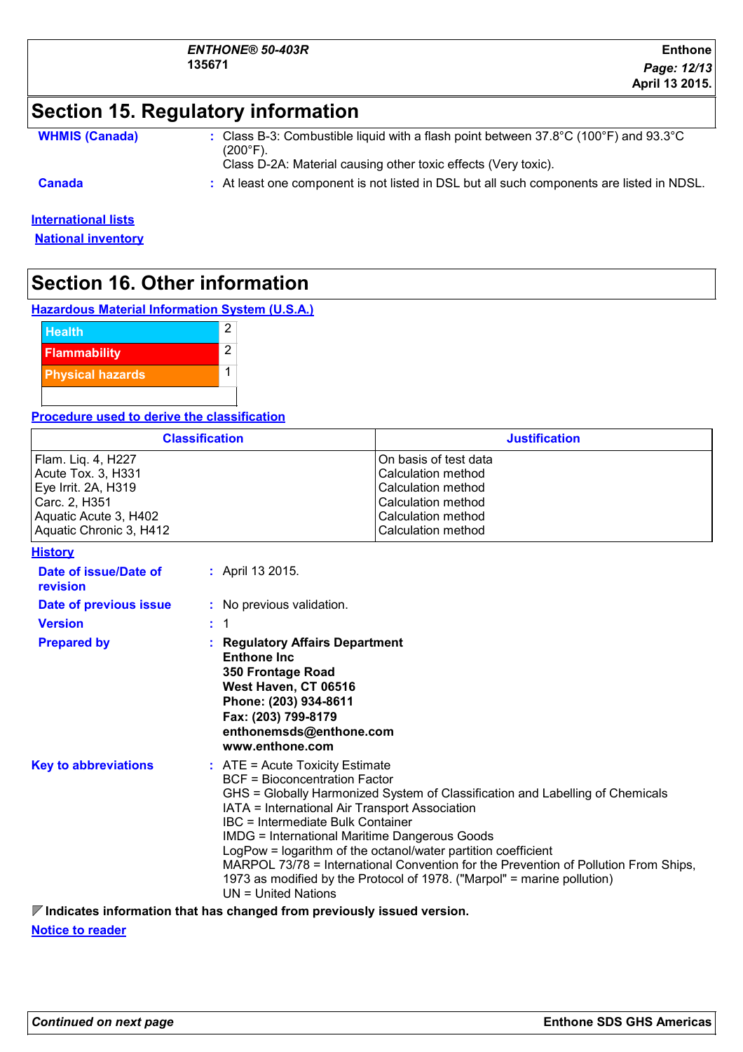## Section 15. Regulatory information

**WHMIS (Canada)** : Class B-3: Combustible liquid with a flash point between 37.8°C (100°F) and 93.3°C (200°F).
Class D-2A: Material causing other toxic effects (Very toxic).

**Canada** : At least one component is not listed in DSL but all such components are listed in NDSL.

**International lists**

**National inventory**

## Section 16. Other information

**Hazardous Material Information System (U.S.A.)**

| | |
|---|---|
| Health | 2 |
| Flammability | 2 |
| Physical hazards | 1 |
| | |

**Procedure used to derive the classification**

| Classification | Justification |
|---|---|
| Flam. Liq. 4, H227 | On basis of test data |
| Acute Tox. 3, H331 | Calculation method |
| Eye Irrit. 2A, H319 | Calculation method |
| Carc. 2, H351 | Calculation method |
| Aquatic Acute 3, H402 | Calculation method |
| Aquatic Chronic 3, H412 | Calculation method |

**History**

**Date of issue/Date of revision** : April 13 2015.

**Date of previous issue** : No previous validation.

**Version** : 1

**Prepared by** : **Regulatory Affairs Department**
**Enthone Inc**
**350 Frontage Road**
**West Haven, CT 06516**
**Phone: (203) 934-8611**
**Fax: (203) 799-8179**
**enthonemsds@enthone.com**
**www.enthone.com**

**Key to abbreviations** : ATE = Acute Toxicity Estimate
BCF = Bioconcentration Factor
GHS = Globally Harmonized System of Classification and Labelling of Chemicals
IATA = International Air Transport Association
IBC = Intermediate Bulk Container
IMDG = International Maritime Dangerous Goods
LogPow = logarithm of the octanol/water partition coefficient
MARPOL 73/78 = International Convention for the Prevention of Pollution From Ships, 1973 as modified by the Protocol of 1978. ("Marpol" = marine pollution)
UN = United Nations

◤ **Indicates information that has changed from previously issued version.**

**Notice to reader**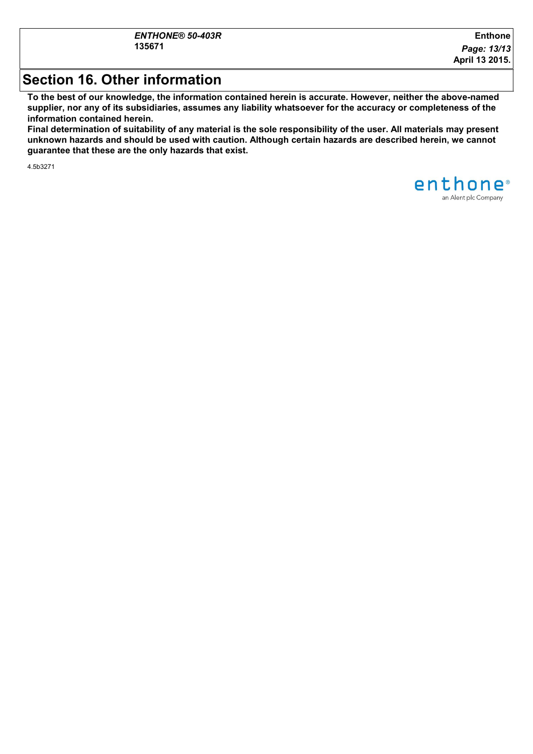## Section 16. Other information

**To the best of our knowledge, the information contained herein is accurate. However, neither the above-named supplier, nor any of its subsidiaries, assumes any liability whatsoever for the accuracy or completeness of the information contained herein.**

**Final determination of suitability of any material is the sole responsibility of the user. All materials may present unknown hazards and should be used with caution. Although certain hazards are described herein, we cannot guarantee that these are the only hazards that exist.**

4.5b3271

enthone®
an Alent plc Company